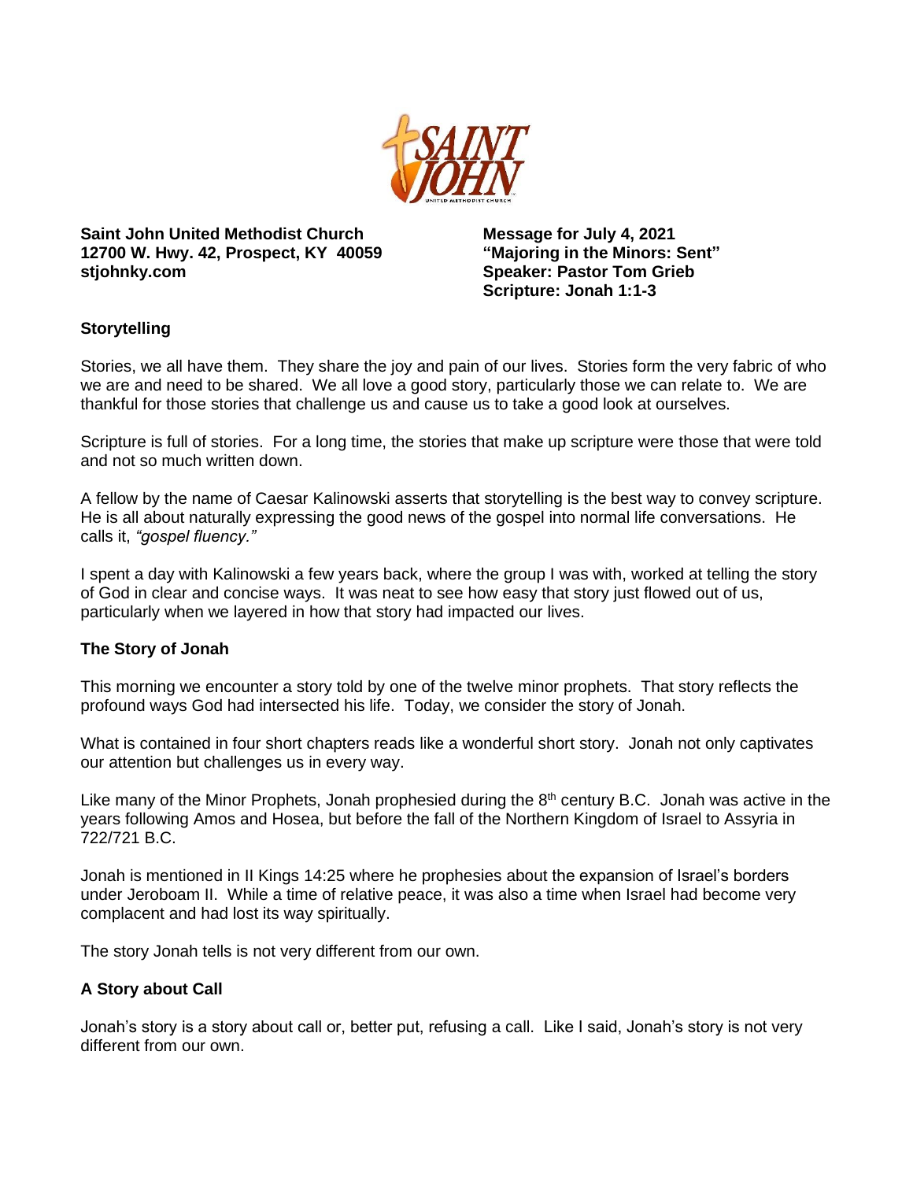**Saint John United Methodist Church**
**12700 W. Hwy. 42, Prospect, KY 40059**
**stjohnky.com**

**Message for July 4, 2021**
**"Majoring in the Minors: Sent"**
**Speaker: Pastor Tom Grieb**
**Scripture: Jonah 1:1-3**

## Storytelling

Stories, we all have them. They share the joy and pain of our lives. Stories form the very fabric of who we are and need to be shared. We all love a good story, particularly those we can relate to. We are thankful for those stories that challenge us and cause us to take a good look at ourselves.

Scripture is full of stories. For a long time, the stories that make up scripture were those that were told and not so much written down.

A fellow by the name of Caesar Kalinowski asserts that storytelling is the best way to convey scripture. He is all about naturally expressing the good news of the gospel into normal life conversations. He calls it, *"gospel fluency."*

I spent a day with Kalinowski a few years back, where the group I was with, worked at telling the story of God in clear and concise ways. It was neat to see how easy that story just flowed out of us, particularly when we layered in how that story had impacted our lives.

## The Story of Jonah

This morning we encounter a story told by one of the twelve minor prophets. That story reflects the profound ways God had intersected his life. Today, we consider the story of Jonah.

What is contained in four short chapters reads like a wonderful short story. Jonah not only captivates our attention but challenges us in every way.

Like many of the Minor Prophets, Jonah prophesied during the 8th century B.C. Jonah was active in the years following Amos and Hosea, but before the fall of the Northern Kingdom of Israel to Assyria in 722/721 B.C.

Jonah is mentioned in II Kings 14:25 where he prophesies about the expansion of Israel's borders under Jeroboam II. While a time of relative peace, it was also a time when Israel had become very complacent and had lost its way spiritually.

The story Jonah tells is not very different from our own.

## A Story about Call

Jonah's story is a story about call or, better put, refusing a call. Like I said, Jonah's story is not very different from our own.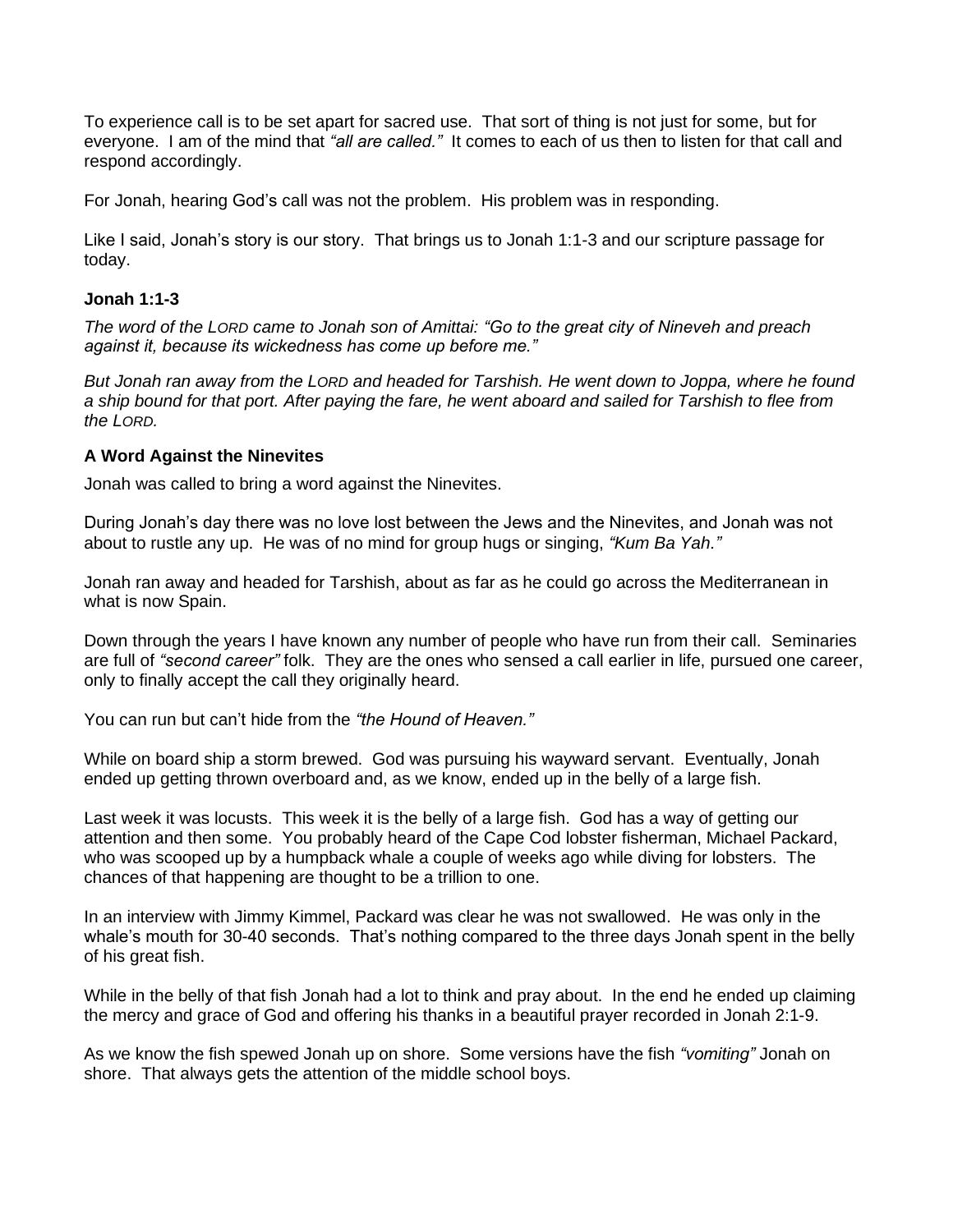To experience call is to be set apart for sacred use. That sort of thing is not just for some, but for everyone. I am of the mind that *"all are called."* It comes to each of us then to listen for that call and respond accordingly.

For Jonah, hearing God's call was not the problem. His problem was in responding.

Like I said, Jonah's story is our story. That brings us to Jonah 1:1-3 and our scripture passage for today.

**Jonah 1:1-3**

*The word of the LORD came to Jonah son of Amittai: "Go to the great city of Nineveh and preach against it, because its wickedness has come up before me."*

*But Jonah ran away from the LORD and headed for Tarshish. He went down to Joppa, where he found a ship bound for that port. After paying the fare, he went aboard and sailed for Tarshish to flee from the LORD.*

**A Word Against the Ninevites**

Jonah was called to bring a word against the Ninevites.

During Jonah's day there was no love lost between the Jews and the Ninevites, and Jonah was not about to rustle any up. He was of no mind for group hugs or singing, *"Kum Ba Yah."*

Jonah ran away and headed for Tarshish, about as far as he could go across the Mediterranean in what is now Spain.

Down through the years I have known any number of people who have run from their call. Seminaries are full of *"second career"* folk. They are the ones who sensed a call earlier in life, pursued one career, only to finally accept the call they originally heard.

You can run but can't hide from the *"the Hound of Heaven."*

While on board ship a storm brewed. God was pursuing his wayward servant. Eventually, Jonah ended up getting thrown overboard and, as we know, ended up in the belly of a large fish.

Last week it was locusts. This week it is the belly of a large fish. God has a way of getting our attention and then some. You probably heard of the Cape Cod lobster fisherman, Michael Packard, who was scooped up by a humpback whale a couple of weeks ago while diving for lobsters. The chances of that happening are thought to be a trillion to one.

In an interview with Jimmy Kimmel, Packard was clear he was not swallowed. He was only in the whale's mouth for 30-40 seconds. That's nothing compared to the three days Jonah spent in the belly of his great fish.

While in the belly of that fish Jonah had a lot to think and pray about. In the end he ended up claiming the mercy and grace of God and offering his thanks in a beautiful prayer recorded in Jonah 2:1-9.

As we know the fish spewed Jonah up on shore. Some versions have the fish *"vomiting"* Jonah on shore. That always gets the attention of the middle school boys.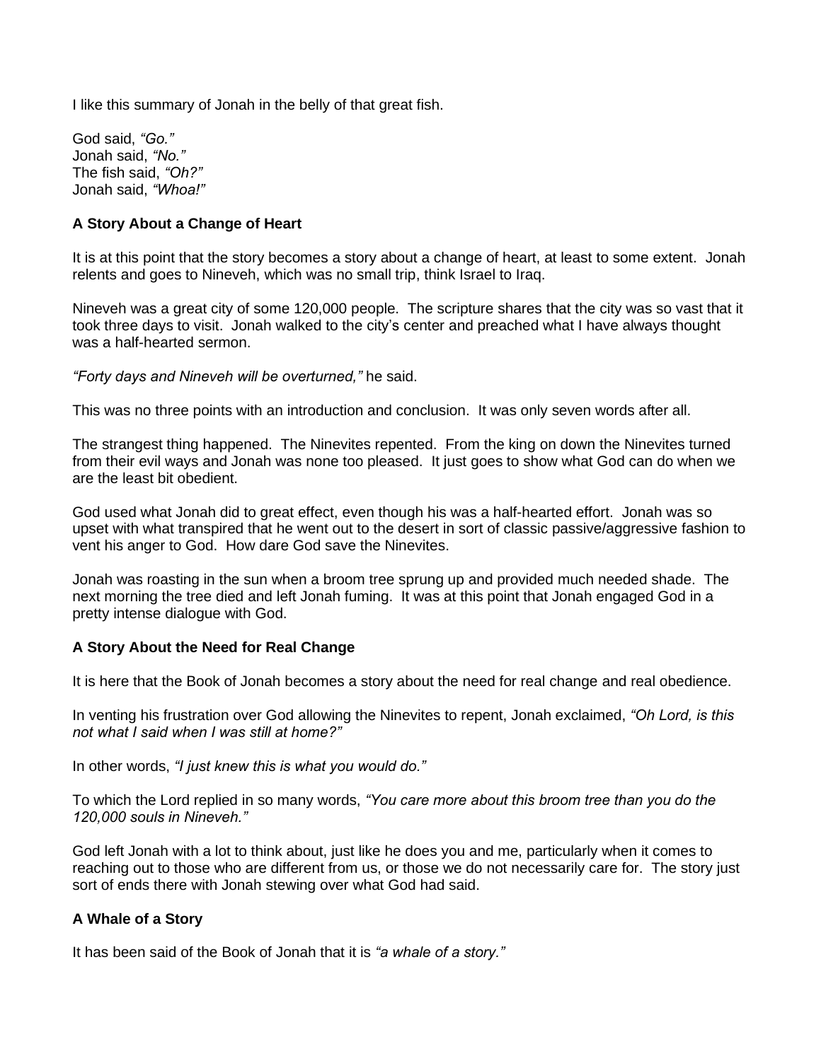I like this summary of Jonah in the belly of that great fish.

God said, *"Go."*  
Jonah said, *"No."*  
The fish said, *"Oh?"*  
Jonah said, *"Whoa!"*

**A Story About a Change of Heart**

It is at this point that the story becomes a story about a change of heart, at least to some extent. Jonah relents and goes to Nineveh, which was no small trip, think Israel to Iraq.

Nineveh was a great city of some 120,000 people. The scripture shares that the city was so vast that it took three days to visit. Jonah walked to the city's center and preached what I have always thought was a half-hearted sermon.

*"Forty days and Nineveh will be overturned,"* he said.

This was no three points with an introduction and conclusion. It was only seven words after all.

The strangest thing happened. The Ninevites repented. From the king on down the Ninevites turned from their evil ways and Jonah was none too pleased. It just goes to show what God can do when we are the least bit obedient.

God used what Jonah did to great effect, even though his was a half-hearted effort. Jonah was so upset with what transpired that he went out to the desert in sort of classic passive/aggressive fashion to vent his anger to God. How dare God save the Ninevites.

Jonah was roasting in the sun when a broom tree sprung up and provided much needed shade. The next morning the tree died and left Jonah fuming. It was at this point that Jonah engaged God in a pretty intense dialogue with God.

**A Story About the Need for Real Change**

It is here that the Book of Jonah becomes a story about the need for real change and real obedience.

In venting his frustration over God allowing the Ninevites to repent, Jonah exclaimed, *"Oh Lord, is this not what I said when I was still at home?"*

In other words, *"I just knew this is what you would do."*

To which the Lord replied in so many words, *"You care more about this broom tree than you do the 120,000 souls in Nineveh."*

God left Jonah with a lot to think about, just like he does you and me, particularly when it comes to reaching out to those who are different from us, or those we do not necessarily care for. The story just sort of ends there with Jonah stewing over what God had said.

**A Whale of a Story**

It has been said of the Book of Jonah that it is *"a whale of a story."*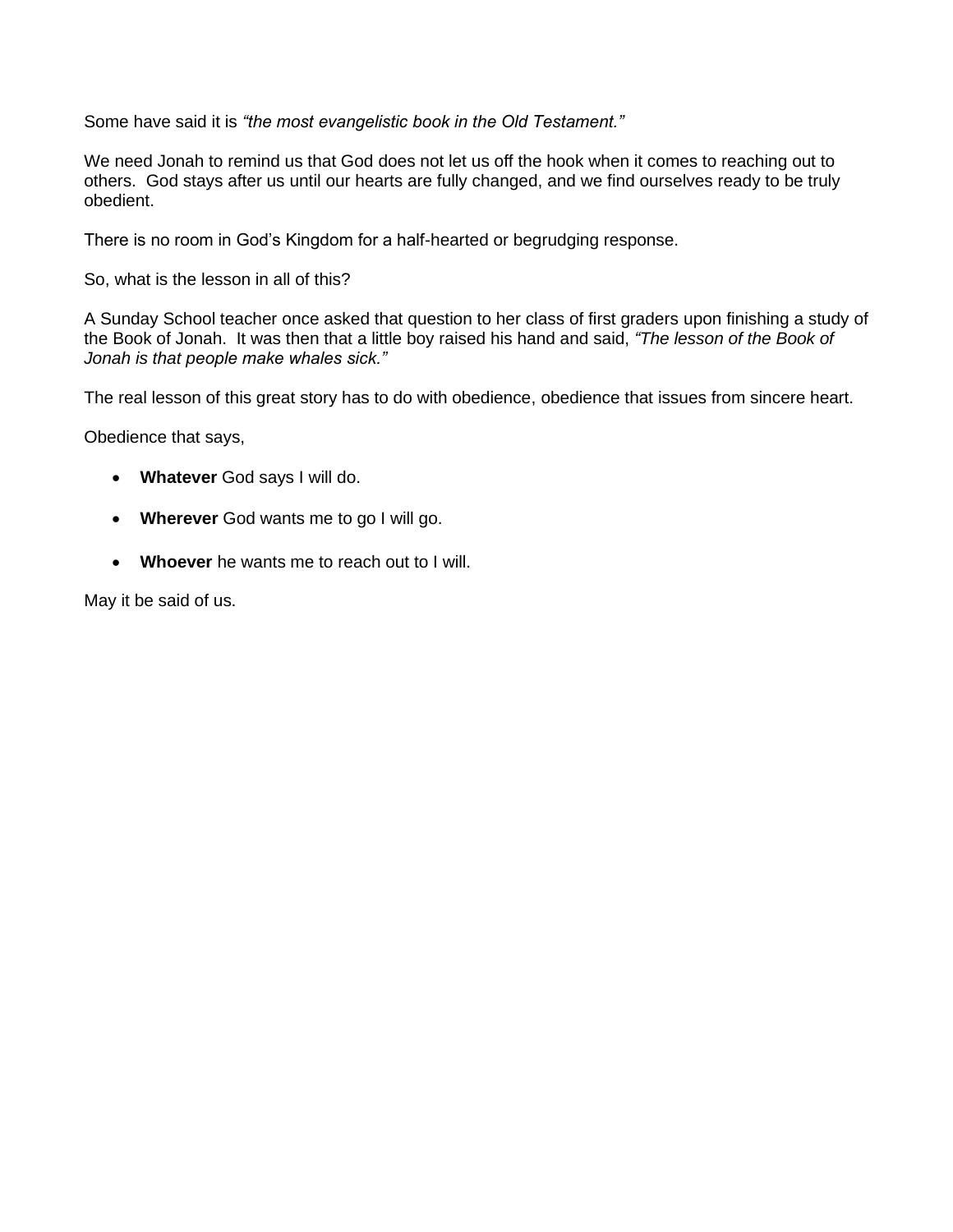Some have said it is *"the most evangelistic book in the Old Testament."*

We need Jonah to remind us that God does not let us off the hook when it comes to reaching out to others. God stays after us until our hearts are fully changed, and we find ourselves ready to be truly obedient.

There is no room in God's Kingdom for a half-hearted or begrudging response.

So, what is the lesson in all of this?

A Sunday School teacher once asked that question to her class of first graders upon finishing a study of the Book of Jonah. It was then that a little boy raised his hand and said, *"The lesson of the Book of Jonah is that people make whales sick."*

The real lesson of this great story has to do with obedience, obedience that issues from sincere heart.

Obedience that says,

- **Whatever** God says I will do.
- **Wherever** God wants me to go I will go.
- **Whoever** he wants me to reach out to I will.

May it be said of us.